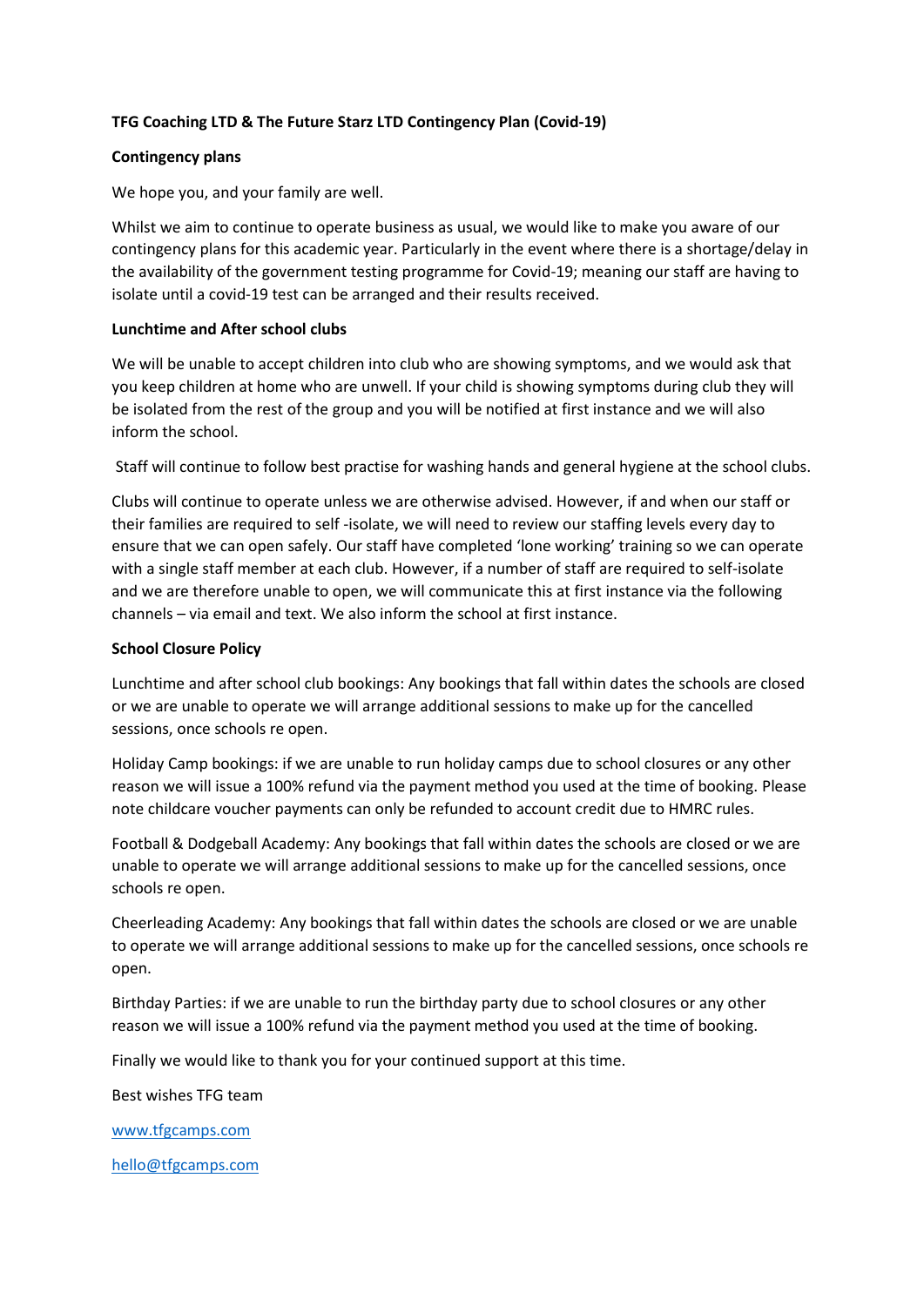**TFG Coaching LTD & The Future Starz LTD Contingency Plan (Covid-19)**

**Contingency plans**

We hope you, and your family are well.

Whilst we aim to continue to operate business as usual, we would like to make you aware of our contingency plans for this academic year. Particularly in the event where there is a shortage/delay in the availability of the government testing programme for Covid-19; meaning our staff are having to isolate until a covid-19 test can be arranged and their results received.

**Lunchtime and After school clubs**

We will be unable to accept children into club who are showing symptoms, and we would ask that you keep children at home who are unwell. If your child is showing symptoms during club they will be isolated from the rest of the group and you will be notified at first instance and we will also inform the school.

Staff will continue to follow best practise for washing hands and general hygiene at the school clubs.

Clubs will continue to operate unless we are otherwise advised. However, if and when our staff or their families are required to self -isolate, we will need to review our staffing levels every day to ensure that we can open safely. Our staff have completed 'lone working' training so we can operate with a single staff member at each club. However, if a number of staff are required to self-isolate and we are therefore unable to open, we will communicate this at first instance via the following channels – via email and text. We also inform the school at first instance.

**School Closure Policy**

Lunchtime and after school club bookings: Any bookings that fall within dates the schools are closed or we are unable to operate we will arrange additional sessions to make up for the cancelled sessions, once schools re open.

Holiday Camp bookings: if we are unable to run holiday camps due to school closures or any other reason we will issue a 100% refund via the payment method you used at the time of booking. Please note childcare voucher payments can only be refunded to account credit due to HMRC rules.

Football & Dodgeball Academy: Any bookings that fall within dates the schools are closed or we are unable to operate we will arrange additional sessions to make up for the cancelled sessions, once schools re open.

Cheerleading Academy: Any bookings that fall within dates the schools are closed or we are unable to operate we will arrange additional sessions to make up for the cancelled sessions, once schools re open.

Birthday Parties: if we are unable to run the birthday party due to school closures or any other reason we will issue a 100% refund via the payment method you used at the time of booking.

Finally we would like to thank you for your continued support at this time.

Best wishes TFG team

www.tfgcamps.com

hello@tfgcamps.com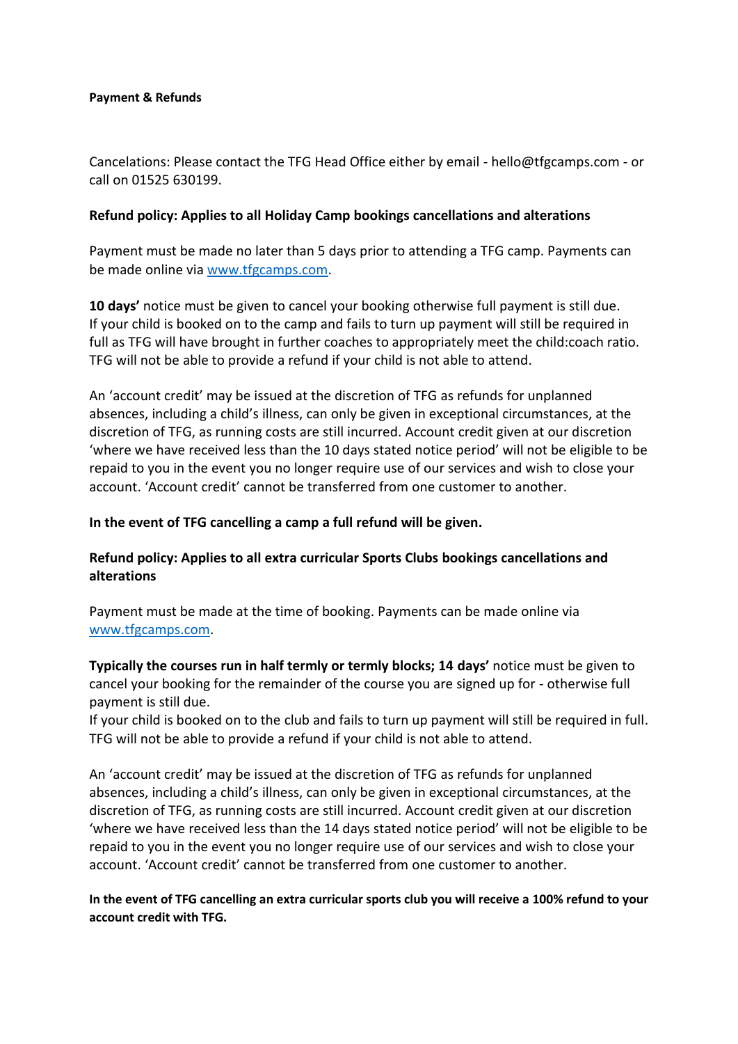**Payment & Refunds**

Cancelations: Please contact the TFG Head Office either by email - hello@tfgcamps.com - or call on 01525 630199.

**Refund policy: Applies to all Holiday Camp bookings cancellations and alterations**

Payment must be made no later than 5 days prior to attending a TFG camp. Payments can be made online via [www.tfgcamps.com](www.tfgcamps.com).

**10 days'** notice must be given to cancel your booking otherwise full payment is still due. If your child is booked on to the camp and fails to turn up payment will still be required in full as TFG will have brought in further coaches to appropriately meet the child:coach ratio. TFG will not be able to provide a refund if your child is not able to attend.

An 'account credit' may be issued at the discretion of TFG as refunds for unplanned absences, including a child's illness, can only be given in exceptional circumstances, at the discretion of TFG, as running costs are still incurred. Account credit given at our discretion 'where we have received less than the 10 days stated notice period' will not be eligible to be repaid to you in the event you no longer require use of our services and wish to close your account. 'Account credit' cannot be transferred from one customer to another.

**In the event of TFG cancelling a camp a full refund will be given.**

**Refund policy: Applies to all extra curricular Sports Clubs bookings cancellations and alterations**

Payment must be made at the time of booking. Payments can be made online via [www.tfgcamps.com](www.tfgcamps.com).

**Typically the courses run in half termly or termly blocks; 14 days'** notice must be given to cancel your booking for the remainder of the course you are signed up for - otherwise full payment is still due.
If your child is booked on to the club and fails to turn up payment will still be required in full. TFG will not be able to provide a refund if your child is not able to attend.

An 'account credit' may be issued at the discretion of TFG as refunds for unplanned absences, including a child's illness, can only be given in exceptional circumstances, at the discretion of TFG, as running costs are still incurred. Account credit given at our discretion 'where we have received less than the 14 days stated notice period' will not be eligible to be repaid to you in the event you no longer require use of our services and wish to close your account. 'Account credit' cannot be transferred from one customer to another.

**In the event of TFG cancelling an extra curricular sports club you will receive a 100% refund to your account credit with TFG.**